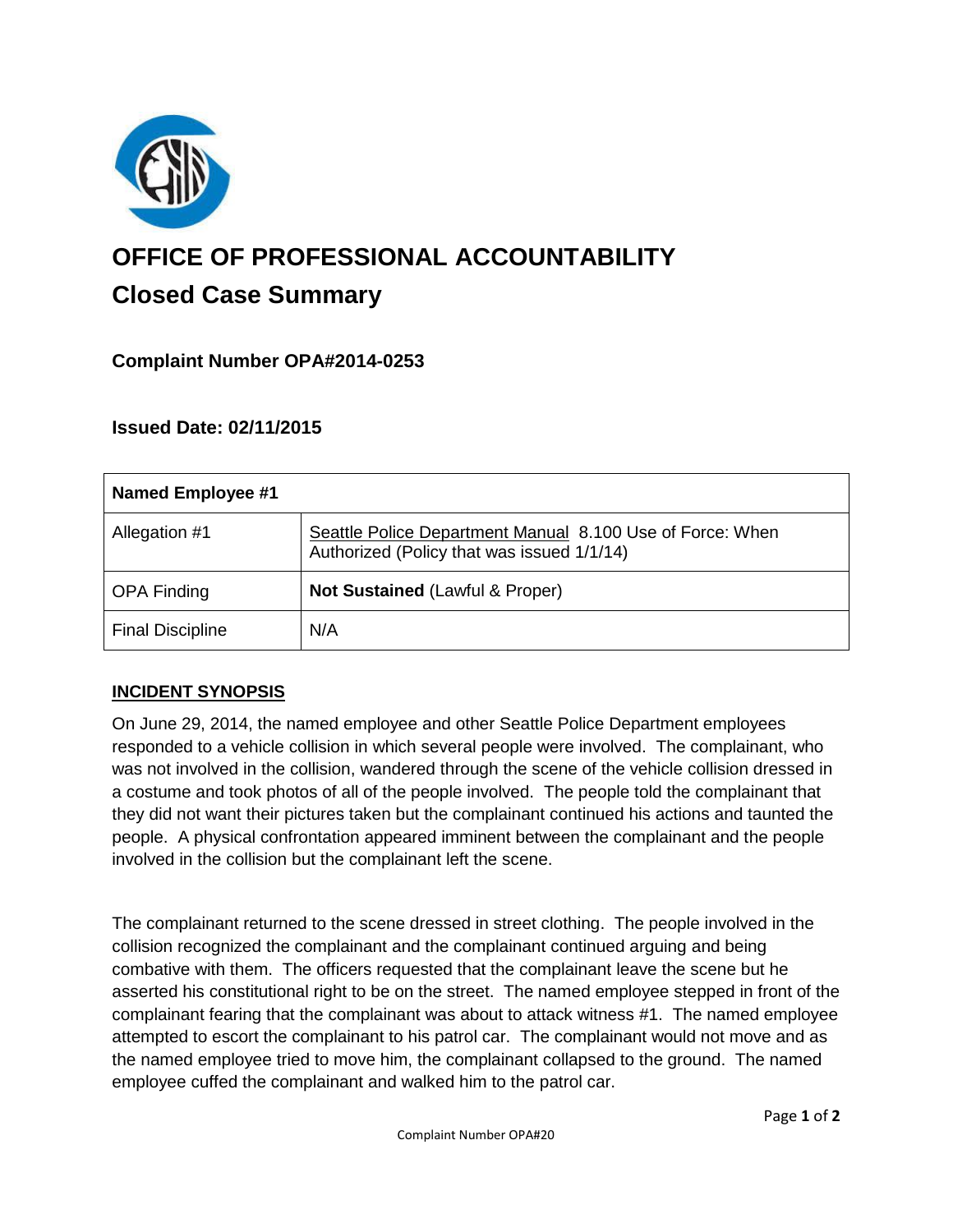# OFFICE OF PROFESSIONAL ACCOUNTABILITY

## Closed Case Summary

### Complaint Number OPA#2014-0253

### Issued Date: 02/11/2015

| **Named Employee #1** | |
|---|---|
| Allegation #1 | Seattle Police Department Manual 8.100 Use of Force: When Authorized (Policy that was issued 1/1/14) |
| OPA Finding | **Not Sustained** (Lawful & Proper) |
| Final Discipline | N/A |

**INCIDENT SYNOPSIS**

On June 29, 2014, the named employee and other Seattle Police Department employees responded to a vehicle collision in which several people were involved. The complainant, who was not involved in the collision, wandered through the scene of the vehicle collision dressed in a costume and took photos of all of the people involved. The people told the complainant that they did not want their pictures taken but the complainant continued his actions and taunted the people. A physical confrontation appeared imminent between the complainant and the people involved in the collision but the complainant left the scene.

The complainant returned to the scene dressed in street clothing. The people involved in the collision recognized the complainant and the complainant continued arguing and being combative with them. The officers requested that the complainant leave the scene but he asserted his constitutional right to be on the street. The named employee stepped in front of the complainant fearing that the complainant was about to attack witness #1. The named employee attempted to escort the complainant to his patrol car. The complainant would not move and as the named employee tried to move him, the complainant collapsed to the ground. The named employee cuffed the complainant and walked him to the patrol car.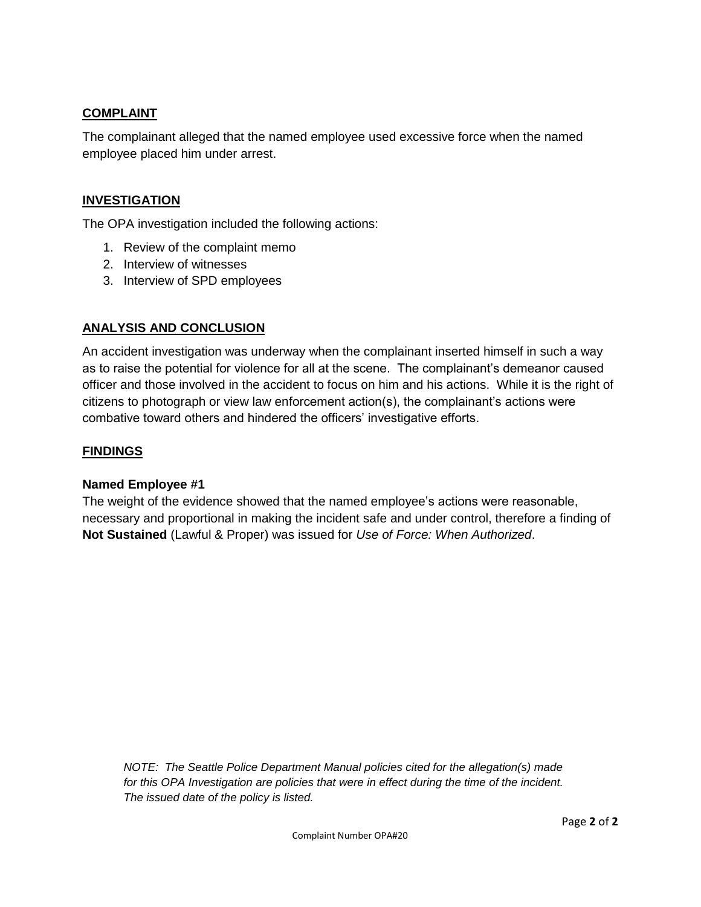## COMPLAINT

The complainant alleged that the named employee used excessive force when the named employee placed him under arrest.

## INVESTIGATION

The OPA investigation included the following actions:

1. Review of the complaint memo
2. Interview of witnesses
3. Interview of SPD employees

## ANALYSIS AND CONCLUSION

An accident investigation was underway when the complainant inserted himself in such a way as to raise the potential for violence for all at the scene. The complainant's demeanor caused officer and those involved in the accident to focus on him and his actions. While it is the right of citizens to photograph or view law enforcement action(s), the complainant's actions were combative toward others and hindered the officers' investigative efforts.

## FINDINGS

**Named Employee #1**
The weight of the evidence showed that the named employee's actions were reasonable, necessary and proportional in making the incident safe and under control, therefore a finding of **Not Sustained** (Lawful & Proper) was issued for *Use of Force: When Authorized*.

*NOTE: The Seattle Police Department Manual policies cited for the allegation(s) made for this OPA Investigation are policies that were in effect during the time of the incident. The issued date of the policy is listed.*

Complaint Number OPA#20